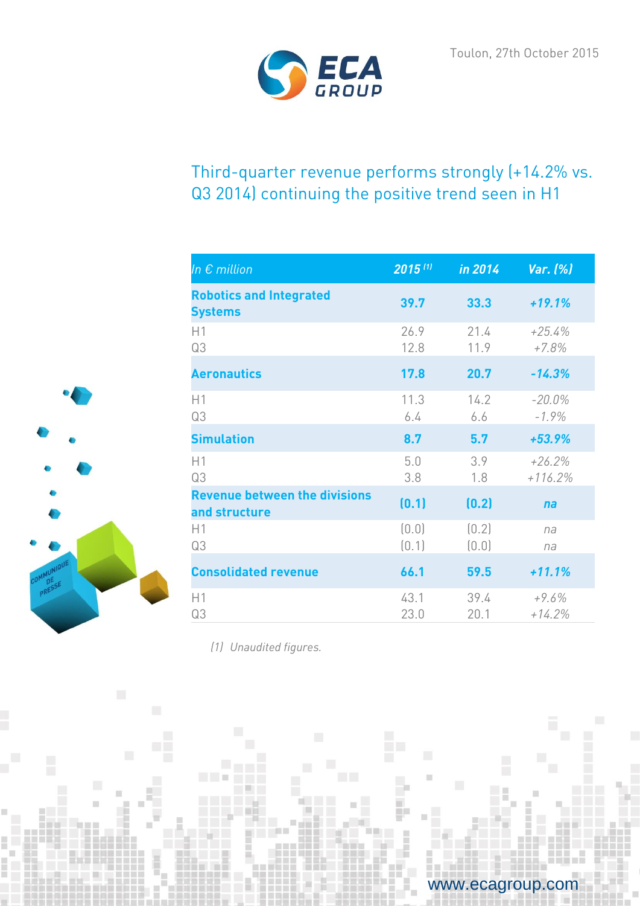Toulon, 27th October 2015

# Third-quarter revenue performs strongly (+14.2% vs. Q3 2014) continuing the positive trend seen in H1

| In € million | 2015 [1] | in 2014 | Var. (%) |
|---|---|---|---|
| **Robotics and Integrated Systems** | **39.7** | **33.3** | **+19.1%** |
| H1 | 26.9 | 21.4 | +25.4% |
| Q3 | 12.8 | 11.9 | +7.8% |
| **Aeronautics** | **17.8** | **20.7** | **-14.3%** |
| H1 | 11.3 | 14.2 | -20.0% |
| Q3 | 6.4 | 6.6 | -1.9% |
| **Simulation** | **8.7** | **5.7** | **+53.9%** |
| H1 | 5.0 | 3.9 | +26.2% |
| Q3 | 3.8 | 1.8 | +116.2% |
| **Revenue between the divisions and structure** | **(0.1)** | **(0.2)** | **na** |
| H1 | (0.0) | (0.2) | na |
| Q3 | (0.1) | (0.0) | na |
| **Consolidated revenue** | **66.1** | **59.5** | **+11.1%** |
| H1 | 43.1 | 39.4 | +9.6% |
| Q3 | 23.0 | 20.1 | +14.2% |

*(1) Unaudited figures.*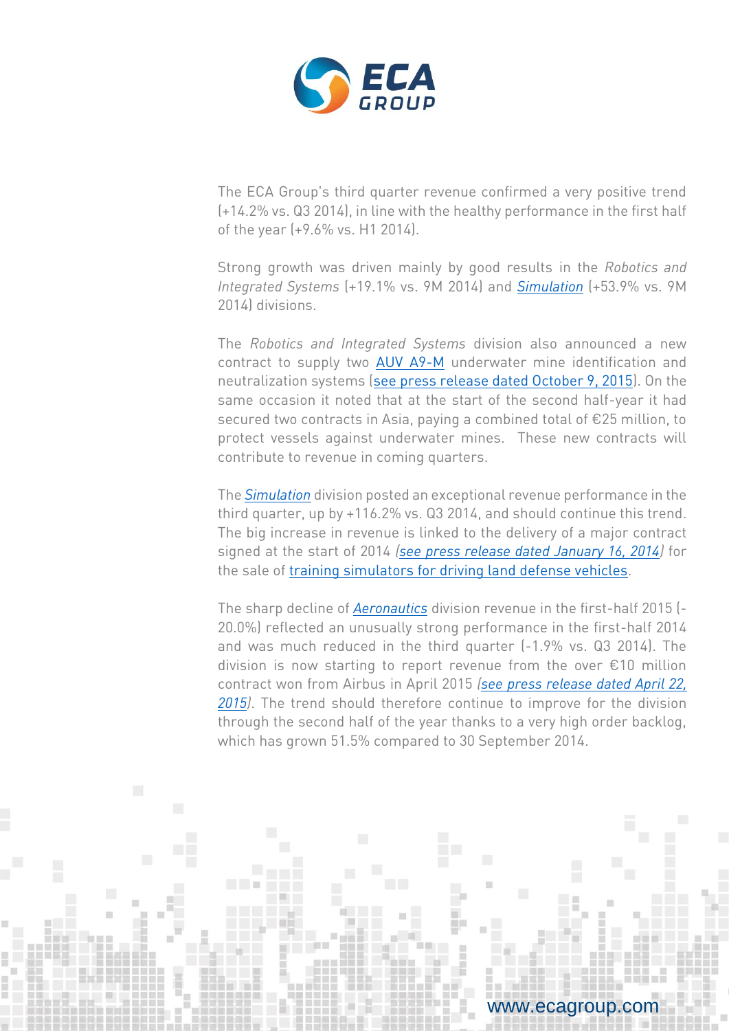The ECA Group's third quarter revenue confirmed a very positive trend (+14.2% vs. Q3 2014), in line with the healthy performance in the first half of the year (+9.6% vs. H1 2014).

Strong growth was driven mainly by good results in the *Robotics and Integrated Systems* (+19.1% vs. 9M 2014) and *Simulation* (+53.9% vs. 9M 2014) divisions.

The *Robotics and Integrated Systems* division also announced a new contract to supply two AUV A9-M underwater mine identification and neutralization systems (see press release dated October 9, 2015). On the same occasion it noted that at the start of the second half-year it had secured two contracts in Asia, paying a combined total of €25 million, to protect vessels against underwater mines. These new contracts will contribute to revenue in coming quarters.

The *Simulation* division posted an exceptional revenue performance in the third quarter, up by +116.2% vs. Q3 2014, and should continue this trend. The big increase in revenue is linked to the delivery of a major contract signed at the start of 2014 *(see press release dated January 16, 2014)* for the sale of training simulators for driving land defense vehicles.

The sharp decline of *Aeronautics* division revenue in the first-half 2015 (-20.0%) reflected an unusually strong performance in the first-half 2014 and was much reduced in the third quarter (-1.9% vs. Q3 2014). The division is now starting to report revenue from the over €10 million contract won from Airbus in April 2015 *(see press release dated April 22, 2015)*. The trend should therefore continue to improve for the division through the second half of the year thanks to a very high order backlog, which has grown 51.5% compared to 30 September 2014.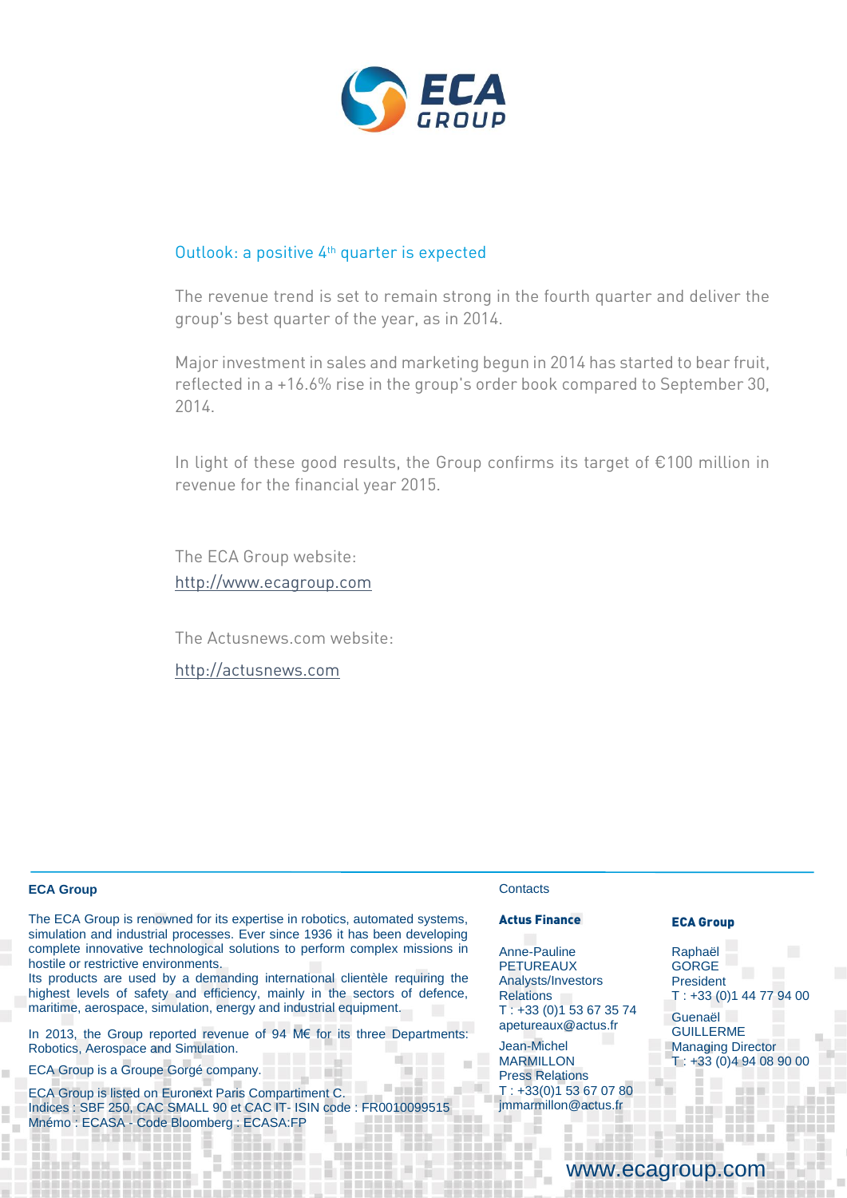## Outlook: a positive 4th quarter is expected

The revenue trend is set to remain strong in the fourth quarter and deliver the group's best quarter of the year, as in 2014.

Major investment in sales and marketing begun in 2014 has started to bear fruit, reflected in a +16.6% rise in the group's order book compared to September 30, 2014.

In light of these good results, the Group confirms its target of €100 million in revenue for the financial year 2015.

The ECA Group website:
http://www.ecagroup.com

The Actusnews.com website:
http://actusnews.com

---

**ECA Group**

The ECA Group is renowned for its expertise in robotics, automated systems, simulation and industrial processes. Ever since 1936 it has been developing complete innovative technological solutions to perform complex missions in hostile or restrictive environments.
Its products are used by a demanding international clientèle requiring the highest levels of safety and efficiency, mainly in the sectors of defence, maritime, aerospace, simulation, energy and industrial equipment.

In 2013, the Group reported revenue of 94 M€ for its three Departments: Robotics, Aerospace and Simulation.

ECA Group is a Groupe Gorgé company.

ECA Group is listed on Euronext Paris Compartiment C.
Indices : SBF 250, CAC SMALL 90 et CAC IT- ISIN code : FR0010099515
Mnémo : ECASA - Code Bloomberg : ECASA:FP

Contacts

**Actus Finance**

Anne-Pauline PETUREAUX
Analysts/Investors Relations
T : +33 (0)1 53 67 35 74
apetureaux@actus.fr

Jean-Michel MARMILLON
Press Relations
T : +33(0)1 53 67 07 80
jmmarmillon@actus.fr

**ECA Group**

Raphaël GORGE
President
T : +33 (0)1 44 77 94 00

Guenaël GUILLERME
Managing Director
T : +33 (0)4 94 08 90 00

www.ecagroup.com